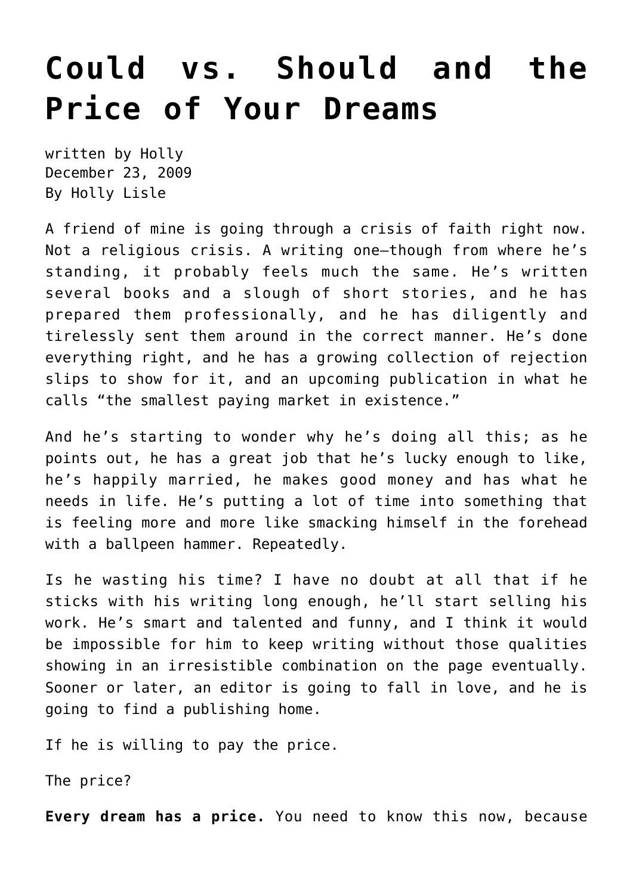# Could vs. Should and the Price of Your Dreams

written by Holly
December 23, 2009
By Holly Lisle

A friend of mine is going through a crisis of faith right now. Not a religious crisis. A writing one—though from where he's standing, it probably feels much the same. He's written several books and a slough of short stories, and he has prepared them professionally, and he has diligently and tirelessly sent them around in the correct manner. He's done everything right, and he has a growing collection of rejection slips to show for it, and an upcoming publication in what he calls "the smallest paying market in existence."

And he's starting to wonder why he's doing all this; as he points out, he has a great job that he's lucky enough to like, he's happily married, he makes good money and has what he needs in life. He's putting a lot of time into something that is feeling more and more like smacking himself in the forehead with a ballpeen hammer. Repeatedly.

Is he wasting his time? I have no doubt at all that if he sticks with his writing long enough, he'll start selling his work. He's smart and talented and funny, and I think it would be impossible for him to keep writing without those qualities showing in an irresistible combination on the page eventually. Sooner or later, an editor is going to fall in love, and he is going to find a publishing home.

If he is willing to pay the price.

The price?

**Every dream has a price.** You need to know this now, because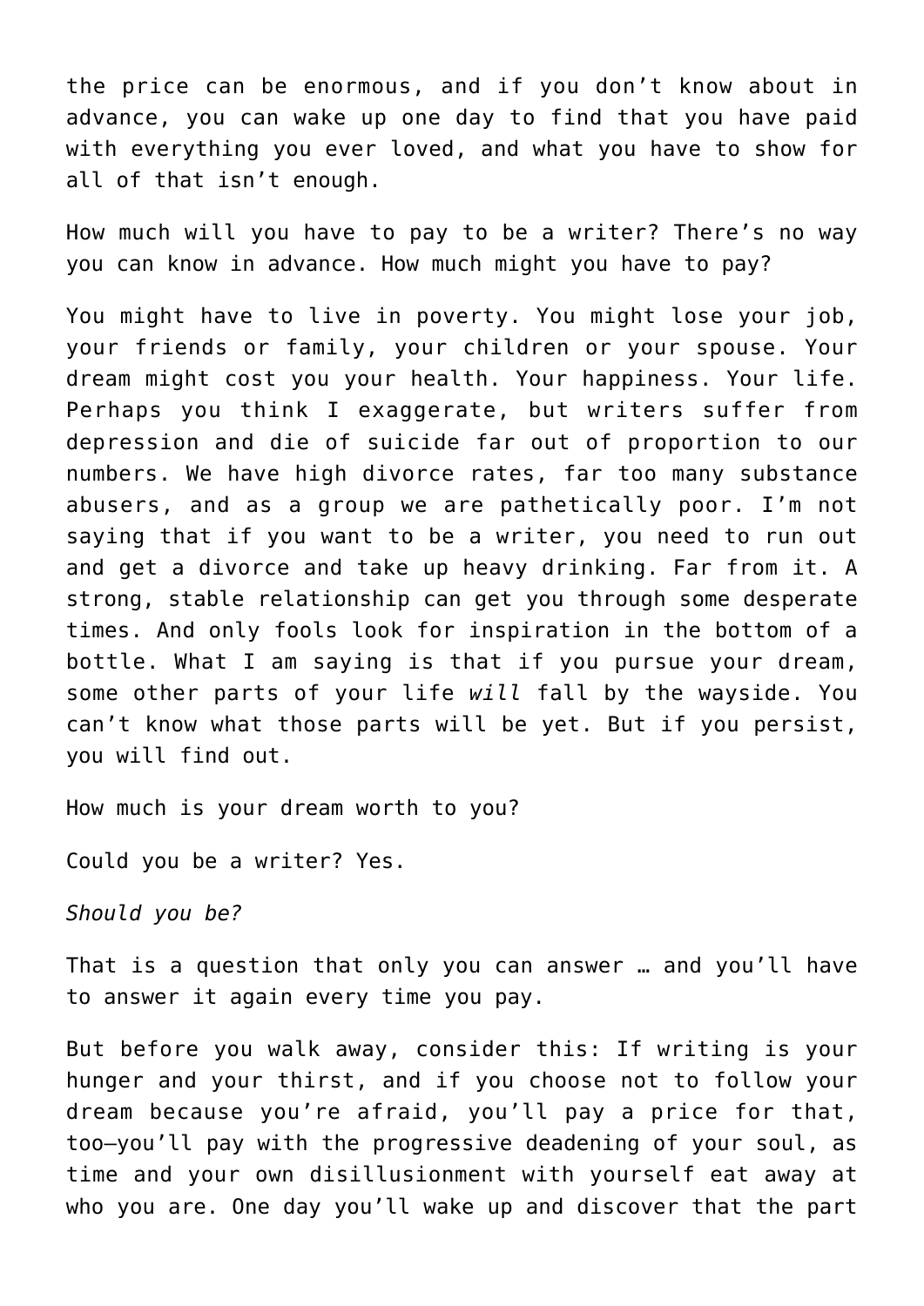the price can be enormous, and if you don't know about in advance, you can wake up one day to find that you have paid with everything you ever loved, and what you have to show for all of that isn't enough.

How much will you have to pay to be a writer? There's no way you can know in advance. How much might you have to pay?

You might have to live in poverty. You might lose your job, your friends or family, your children or your spouse. Your dream might cost you your health. Your happiness. Your life. Perhaps you think I exaggerate, but writers suffer from depression and die of suicide far out of proportion to our numbers. We have high divorce rates, far too many substance abusers, and as a group we are pathetically poor. I'm not saying that if you want to be a writer, you need to run out and get a divorce and take up heavy drinking. Far from it. A strong, stable relationship can get you through some desperate times. And only fools look for inspiration in the bottom of a bottle. What I am saying is that if you pursue your dream, some other parts of your life *will* fall by the wayside. You can't know what those parts will be yet. But if you persist, you will find out.

How much is your dream worth to you?

Could you be a writer? Yes.

*Should you be?*

That is a question that only you can answer … and you'll have to answer it again every time you pay.

But before you walk away, consider this: If writing is your hunger and your thirst, and if you choose not to follow your dream because you're afraid, you'll pay a price for that, too—you'll pay with the progressive deadening of your soul, as time and your own disillusionment with yourself eat away at who you are. One day you'll wake up and discover that the part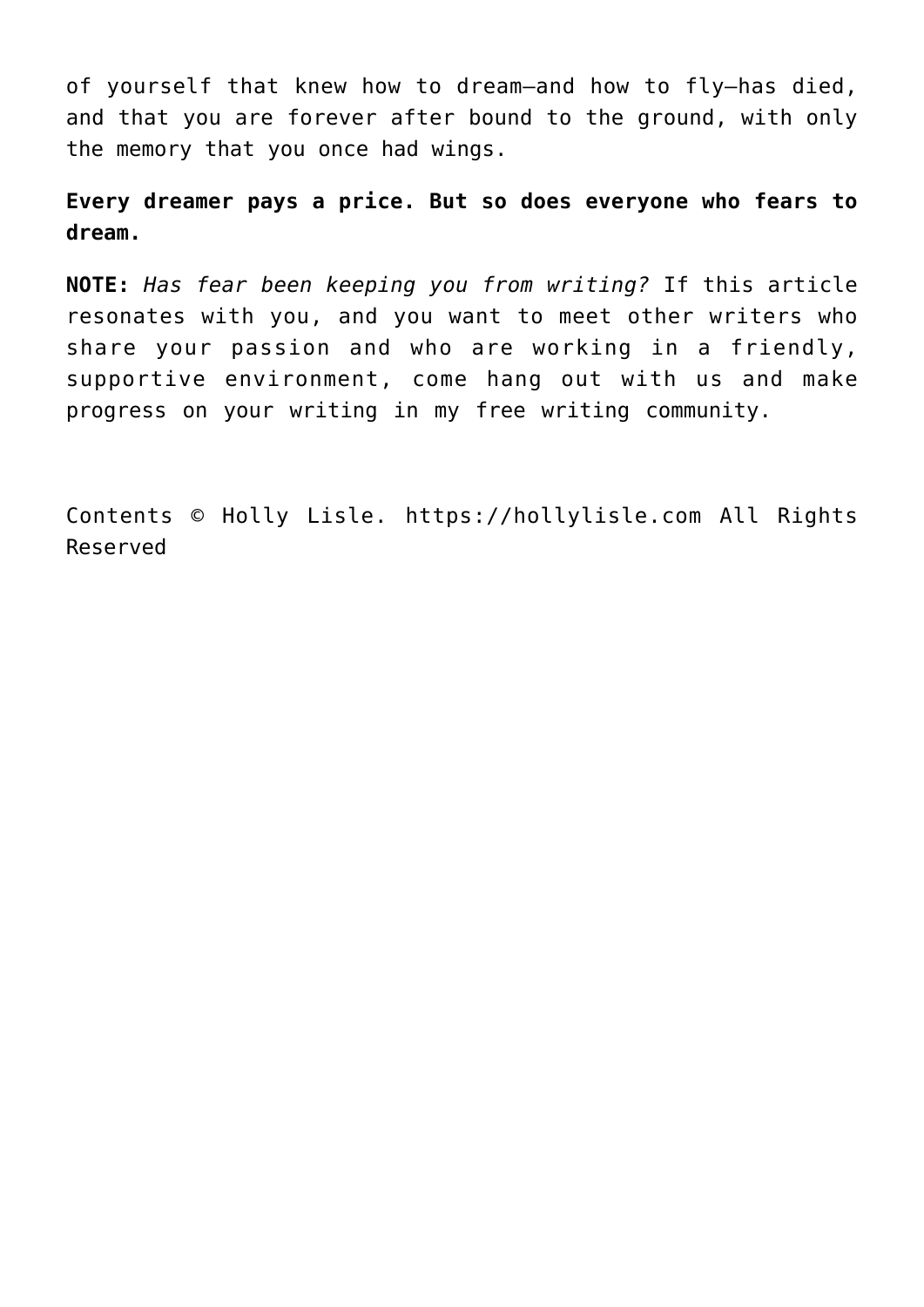of yourself that knew how to dream—and how to fly—has died, and that you are forever after bound to the ground, with only the memory that you once had wings.

**Every dreamer pays a price. But so does everyone who fears to dream.**

**NOTE:** *Has fear been keeping you from writing?* If this article resonates with you, and you want to meet other writers who share your passion and who are working in a friendly, supportive environment, come hang out with us and make progress on your writing in my free writing community.

Contents © Holly Lisle. https://hollylisle.com All Rights Reserved